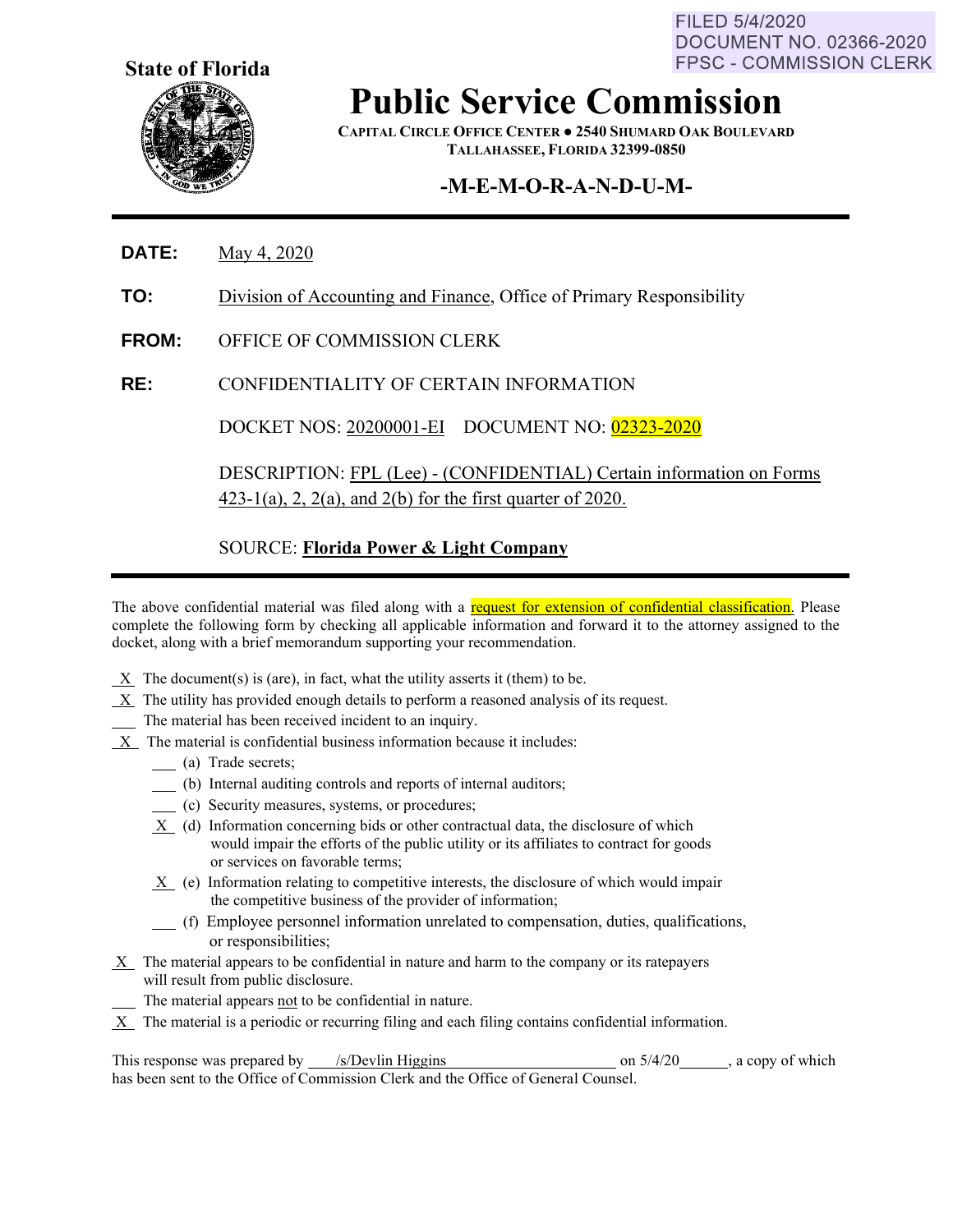FILED 5/4/2020
DOCUMENT NO. 02366-2020
FPSC - COMMISSION CLERK

**State of Florida**

# Public Service Commission

**CAPITAL CIRCLE OFFICE CENTER ● 2540 SHUMARD OAK BOULEVARD**
**TALLAHASSEE, FLORIDA 32399-0850**

## -M-E-M-O-R-A-N-D-U-M-

---

**DATE:** May 4, 2020

**TO:** Division of Accounting and Finance, Office of Primary Responsibility

**FROM:** OFFICE OF COMMISSION CLERK

**RE:** CONFIDENTIALITY OF CERTAIN INFORMATION

DOCKET NOS: 20200001-EI DOCUMENT NO: 02323-2020

DESCRIPTION: FPL (Lee) - (CONFIDENTIAL) Certain information on Forms 423-1(a), 2, 2(a), and 2(b) for the first quarter of 2020.

SOURCE: **Florida Power & Light Company**

---

The above confidential material was filed along with a request for extension of confidential classification. Please complete the following form by checking all applicable information and forward it to the attorney assigned to the docket, along with a brief memorandum supporting your recommendation.

\_X\_ The document(s) is (are), in fact, what the utility asserts it (them) to be.

\_X\_ The utility has provided enough details to perform a reasoned analysis of its request.

\_\_\_ The material has been received incident to an inquiry.

\_X\_ The material is confidential business information because it includes:

- \_\_\_ (a) Trade secrets;
- \_\_\_ (b) Internal auditing controls and reports of internal auditors;
- \_\_\_ (c) Security measures, systems, or procedures;
- \_X\_ (d) Information concerning bids or other contractual data, the disclosure of which would impair the efforts of the public utility or its affiliates to contract for goods or services on favorable terms;
- \_X\_ (e) Information relating to competitive interests, the disclosure of which would impair the competitive business of the provider of information;
- \_\_\_ (f) Employee personnel information unrelated to compensation, duties, qualifications, or responsibilities;

\_X\_ The material appears to be confidential in nature and harm to the company or its ratepayers will result from public disclosure.

\_\_\_ The material appears not to be confidential in nature.

\_X\_ The material is a periodic or recurring filing and each filing contains confidential information.

This response was prepared by /s/Devlin Higgins on 5/4/20, a copy of which has been sent to the Office of Commission Clerk and the Office of General Counsel.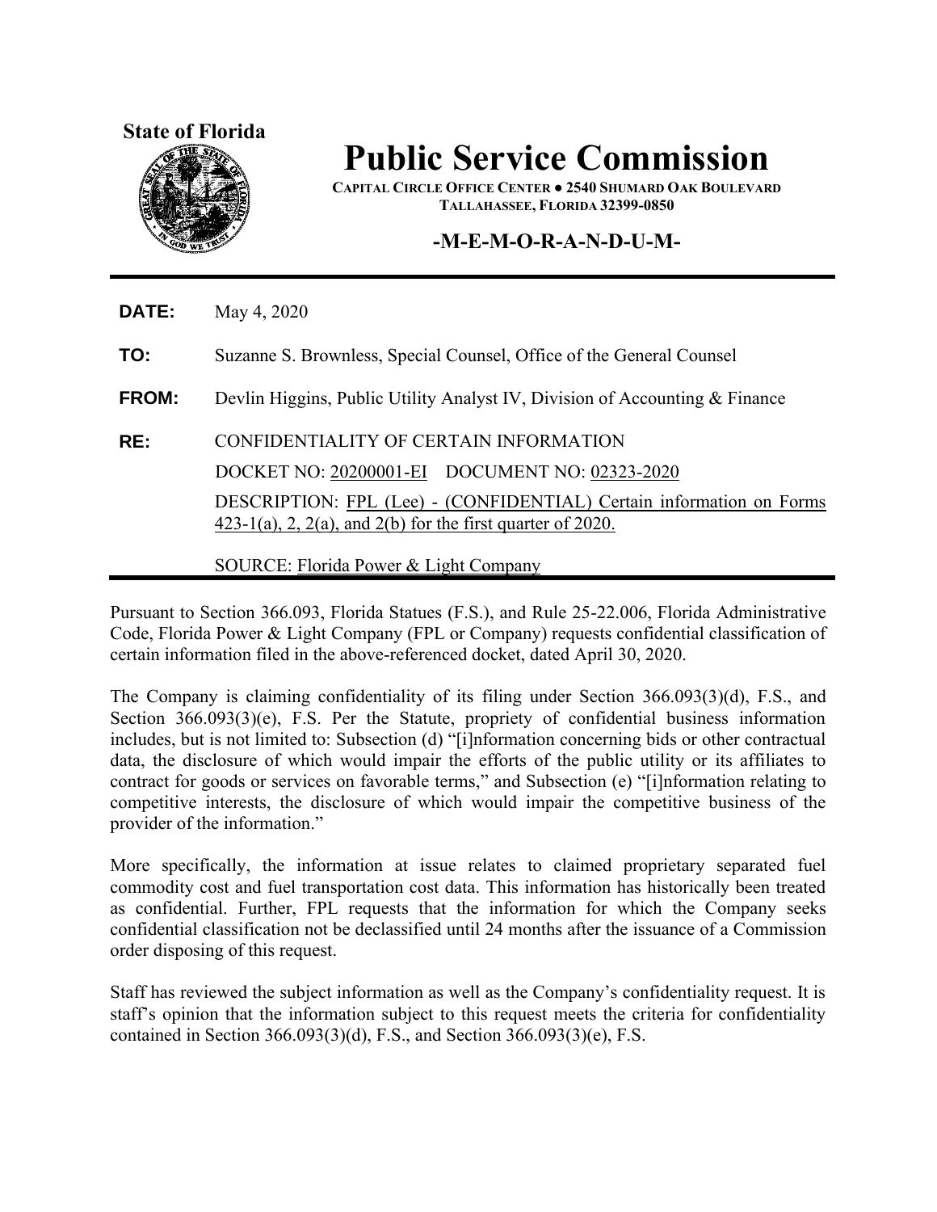**State of Florida**

# Public Service Commission

**CAPITAL CIRCLE OFFICE CENTER ● 2540 SHUMARD OAK BOULEVARD**
**TALLAHASSEE, FLORIDA 32399-0850**

## -M-E-M-O-R-A-N-D-U-M-

**DATE:** May 4, 2020

**TO:** Suzanne S. Brownless, Special Counsel, Office of the General Counsel

**FROM:** Devlin Higgins, Public Utility Analyst IV, Division of Accounting & Finance

**RE:** CONFIDENTIALITY OF CERTAIN INFORMATION

DOCKET NO: 20200001-EI DOCUMENT NO: 02323-2020

DESCRIPTION: FPL (Lee) - (CONFIDENTIAL) Certain information on Forms 423-1(a), 2, 2(a), and 2(b) for the first quarter of 2020.

SOURCE: Florida Power & Light Company

Pursuant to Section 366.093, Florida Statues (F.S.), and Rule 25-22.006, Florida Administrative Code, Florida Power & Light Company (FPL or Company) requests confidential classification of certain information filed in the above-referenced docket, dated April 30, 2020.

The Company is claiming confidentiality of its filing under Section 366.093(3)(d), F.S., and Section 366.093(3)(e), F.S. Per the Statute, propriety of confidential business information includes, but is not limited to: Subsection (d) "[i]nformation concerning bids or other contractual data, the disclosure of which would impair the efforts of the public utility or its affiliates to contract for goods or services on favorable terms," and Subsection (e) "[i]nformation relating to competitive interests, the disclosure of which would impair the competitive business of the provider of the information."

More specifically, the information at issue relates to claimed proprietary separated fuel commodity cost and fuel transportation cost data. This information has historically been treated as confidential. Further, FPL requests that the information for which the Company seeks confidential classification not be declassified until 24 months after the issuance of a Commission order disposing of this request.

Staff has reviewed the subject information as well as the Company's confidentiality request. It is staff's opinion that the information subject to this request meets the criteria for confidentiality contained in Section 366.093(3)(d), F.S., and Section 366.093(3)(e), F.S.